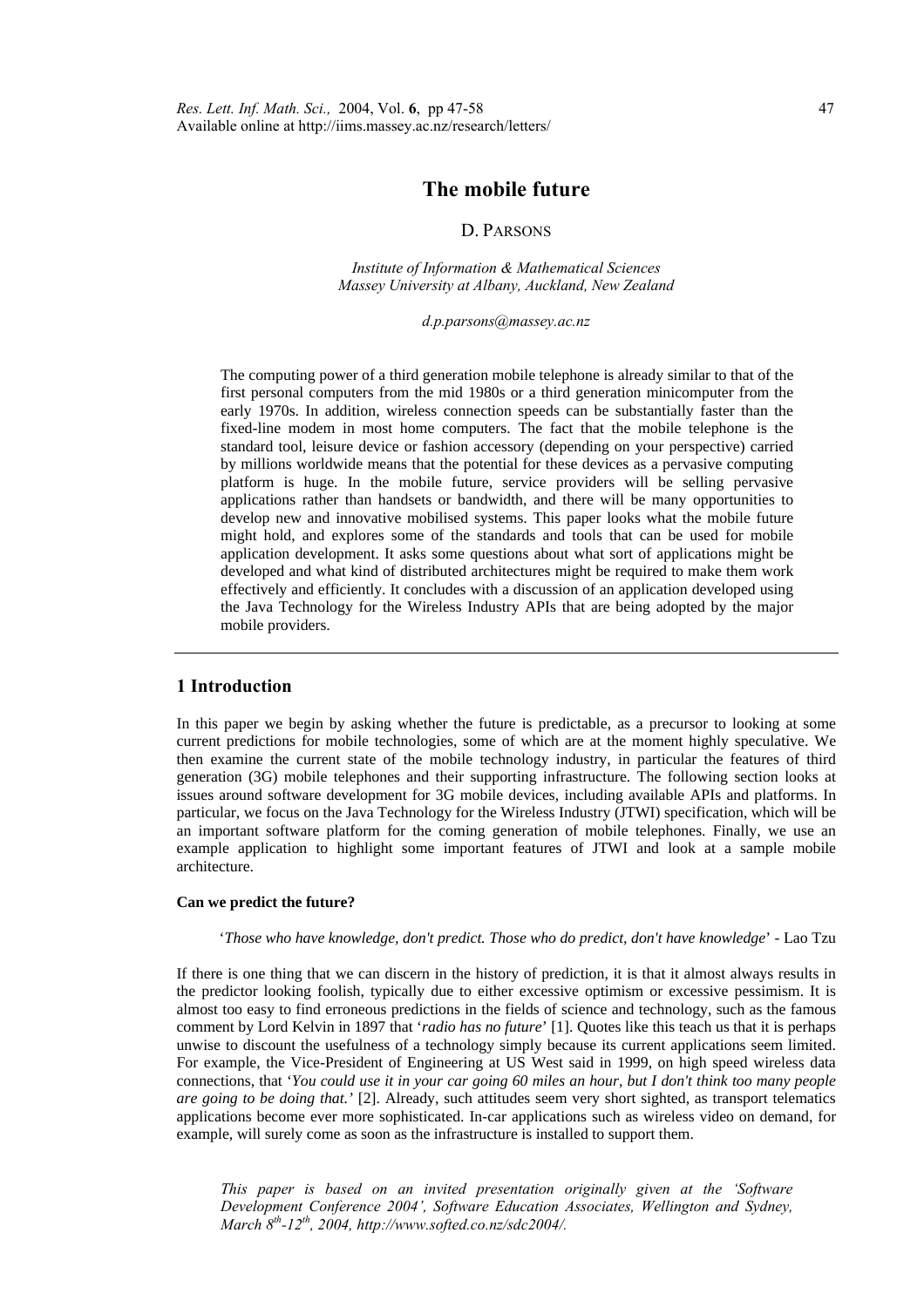# The mobile future

D. PARSONS

*Institute of Information & Mathematical Sciences*
*Massey University at Albany, Auckland, New Zealand*

*d.p.parsons@massey.ac.nz*

The computing power of a third generation mobile telephone is already similar to that of the first personal computers from the mid 1980s or a third generation minicomputer from the early 1970s. In addition, wireless connection speeds can be substantially faster than the fixed-line modem in most home computers. The fact that the mobile telephone is the standard tool, leisure device or fashion accessory (depending on your perspective) carried by millions worldwide means that the potential for these devices as a pervasive computing platform is huge. In the mobile future, service providers will be selling pervasive applications rather than handsets or bandwidth, and there will be many opportunities to develop new and innovative mobilised systems. This paper looks what the mobile future might hold, and explores some of the standards and tools that can be used for mobile application development. It asks some questions about what sort of applications might be developed and what kind of distributed architectures might be required to make them work effectively and efficiently. It concludes with a discussion of an application developed using the Java Technology for the Wireless Industry APIs that are being adopted by the major mobile providers.

## 1 Introduction

In this paper we begin by asking whether the future is predictable, as a precursor to looking at some current predictions for mobile technologies, some of which are at the moment highly speculative. We then examine the current state of the mobile technology industry, in particular the features of third generation (3G) mobile telephones and their supporting infrastructure. The following section looks at issues around software development for 3G mobile devices, including available APIs and platforms. In particular, we focus on the Java Technology for the Wireless Industry (JTWI) specification, which will be an important software platform for the coming generation of mobile telephones. Finally, we use an example application to highlight some important features of JTWI and look at a sample mobile architecture.

**Can we predict the future?**

'*Those who have knowledge, don't predict. Those who do predict, don't have knowledge*' - Lao Tzu

If there is one thing that we can discern in the history of prediction, it is that it almost always results in the predictor looking foolish, typically due to either excessive optimism or excessive pessimism. It is almost too easy to find erroneous predictions in the fields of science and technology, such as the famous comment by Lord Kelvin in 1897 that '*radio has no future*' [1]. Quotes like this teach us that it is perhaps unwise to discount the usefulness of a technology simply because its current applications seem limited. For example, the Vice-President of Engineering at US West said in 1999, on high speed wireless data connections, that '*You could use it in your car going 60 miles an hour, but I don't think too many people are going to be doing that.*' [2]. Already, such attitudes seem very short sighted, as transport telematics applications become ever more sophisticated. In-car applications such as wireless video on demand, for example, will surely come as soon as the infrastructure is installed to support them.

*This paper is based on an invited presentation originally given at the 'Software Development Conference 2004', Software Education Associates, Wellington and Sydney, March 8th-12th, 2004, http://www.softed.co.nz/sdc2004/.*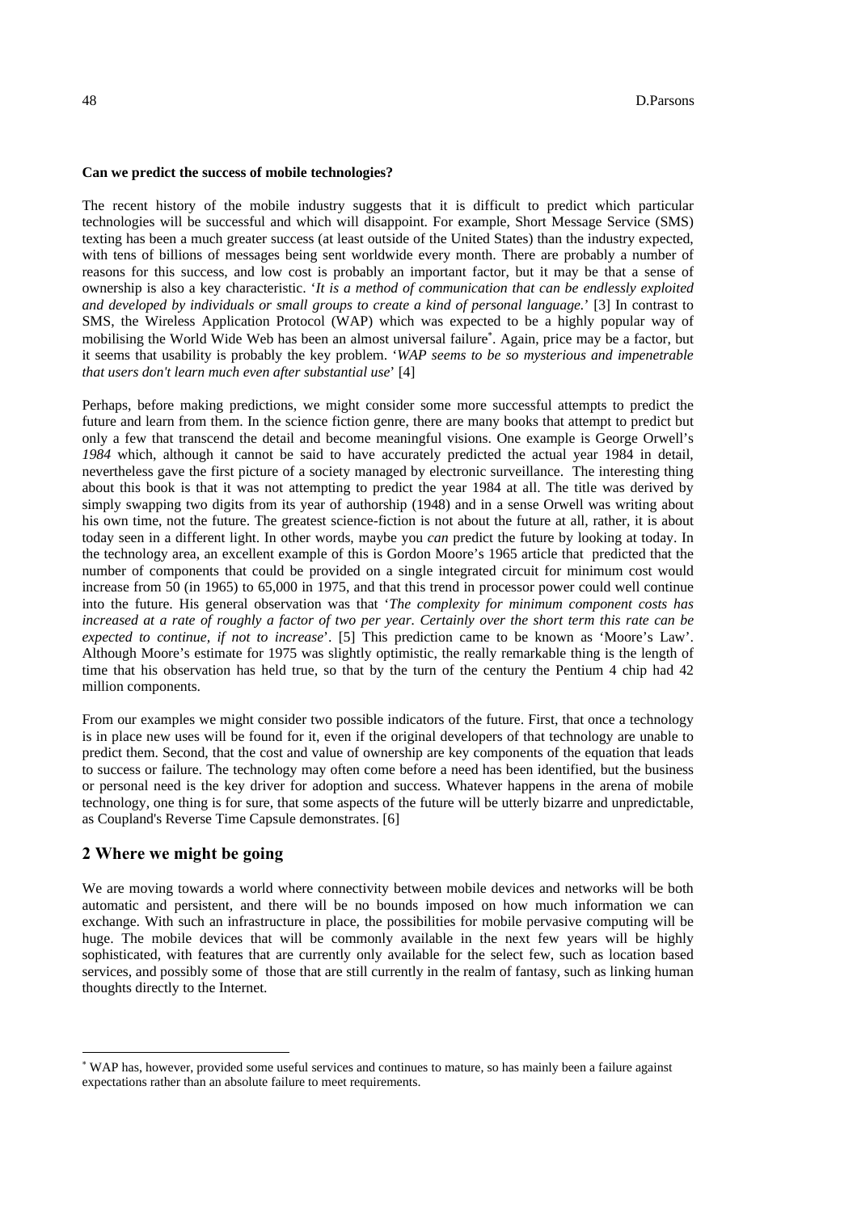**Can we predict the success of mobile technologies?**

The recent history of the mobile industry suggests that it is difficult to predict which particular technologies will be successful and which will disappoint. For example, Short Message Service (SMS) texting has been a much greater success (at least outside of the United States) than the industry expected, with tens of billions of messages being sent worldwide every month. There are probably a number of reasons for this success, and low cost is probably an important factor, but it may be that a sense of ownership is also a key characteristic. '*It is a method of communication that can be endlessly exploited and developed by individuals or small groups to create a kind of personal language.*' [3] In contrast to SMS, the Wireless Application Protocol (WAP) which was expected to be a highly popular way of mobilising the World Wide Web has been an almost universal failure*. Again, price may be a factor, but it seems that usability is probably the key problem. '*WAP seems to be so mysterious and impenetrable that users don't learn much even after substantial use*' [4]

Perhaps, before making predictions, we might consider some more successful attempts to predict the future and learn from them. In the science fiction genre, there are many books that attempt to predict but only a few that transcend the detail and become meaningful visions. One example is George Orwell's *1984* which, although it cannot be said to have accurately predicted the actual year 1984 in detail, nevertheless gave the first picture of a society managed by electronic surveillance. The interesting thing about this book is that it was not attempting to predict the year 1984 at all. The title was derived by simply swapping two digits from its year of authorship (1948) and in a sense Orwell was writing about his own time, not the future. The greatest science-fiction is not about the future at all, rather, it is about today seen in a different light. In other words, maybe you *can* predict the future by looking at today. In the technology area, an excellent example of this is Gordon Moore's 1965 article that predicted that the number of components that could be provided on a single integrated circuit for minimum cost would increase from 50 (in 1965) to 65,000 in 1975, and that this trend in processor power could well continue into the future. His general observation was that '*The complexity for minimum component costs has increased at a rate of roughly a factor of two per year. Certainly over the short term this rate can be expected to continue, if not to increase*'. [5] This prediction came to be known as 'Moore's Law'. Although Moore's estimate for 1975 was slightly optimistic, the really remarkable thing is the length of time that his observation has held true, so that by the turn of the century the Pentium 4 chip had 42 million components.

From our examples we might consider two possible indicators of the future. First, that once a technology is in place new uses will be found for it, even if the original developers of that technology are unable to predict them. Second, that the cost and value of ownership are key components of the equation that leads to success or failure. The technology may often come before a need has been identified, but the business or personal need is the key driver for adoption and success. Whatever happens in the arena of mobile technology, one thing is for sure, that some aspects of the future will be utterly bizarre and unpredictable, as Coupland's Reverse Time Capsule demonstrates. [6]

## 2 Where we might be going

We are moving towards a world where connectivity between mobile devices and networks will be both automatic and persistent, and there will be no bounds imposed on how much information we can exchange. With such an infrastructure in place, the possibilities for mobile pervasive computing will be huge. The mobile devices that will be commonly available in the next few years will be highly sophisticated, with features that are currently only available for the select few, such as location based services, and possibly some of those that are still currently in the realm of fantasy, such as linking human thoughts directly to the Internet.

* WAP has, however, provided some useful services and continues to mature, so has mainly been a failure against expectations rather than an absolute failure to meet requirements.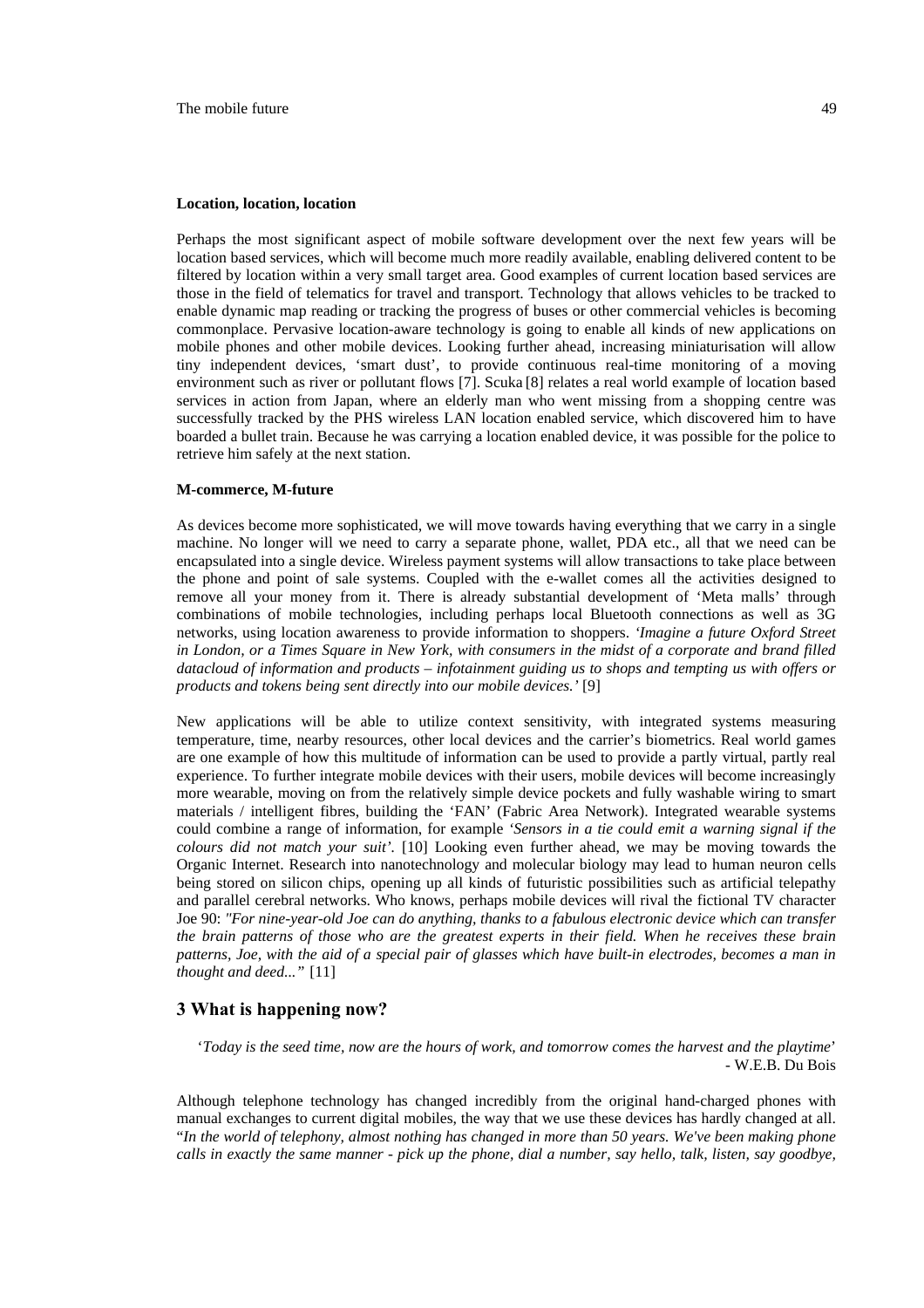**Location, location, location**

Perhaps the most significant aspect of mobile software development over the next few years will be location based services, which will become much more readily available, enabling delivered content to be filtered by location within a very small target area. Good examples of current location based services are those in the field of telematics for travel and transport. Technology that allows vehicles to be tracked to enable dynamic map reading or tracking the progress of buses or other commercial vehicles is becoming commonplace. Pervasive location-aware technology is going to enable all kinds of new applications on mobile phones and other mobile devices. Looking further ahead, increasing miniaturisation will allow tiny independent devices, 'smart dust', to provide continuous real-time monitoring of a moving environment such as river or pollutant flows [7]. Scuka [8] relates a real world example of location based services in action from Japan, where an elderly man who went missing from a shopping centre was successfully tracked by the PHS wireless LAN location enabled service, which discovered him to have boarded a bullet train. Because he was carrying a location enabled device, it was possible for the police to retrieve him safely at the next station.

**M-commerce, M-future**

As devices become more sophisticated, we will move towards having everything that we carry in a single machine. No longer will we need to carry a separate phone, wallet, PDA etc., all that we need can be encapsulated into a single device. Wireless payment systems will allow transactions to take place between the phone and point of sale systems. Coupled with the e-wallet comes all the activities designed to remove all your money from it. There is already substantial development of 'Meta malls' through combinations of mobile technologies, including perhaps local Bluetooth connections as well as 3G networks, using location awareness to provide information to shoppers. *'Imagine a future Oxford Street in London, or a Times Square in New York, with consumers in the midst of a corporate and brand filled datacloud of information and products – infotainment guiding us to shops and tempting us with offers or products and tokens being sent directly into our mobile devices.'* [9]

New applications will be able to utilize context sensitivity, with integrated systems measuring temperature, time, nearby resources, other local devices and the carrier's biometrics. Real world games are one example of how this multitude of information can be used to provide a partly virtual, partly real experience. To further integrate mobile devices with their users, mobile devices will become increasingly more wearable, moving on from the relatively simple device pockets and fully washable wiring to smart materials / intelligent fibres, building the 'FAN' (Fabric Area Network). Integrated wearable systems could combine a range of information, for example *'Sensors in a tie could emit a warning signal if the colours did not match your suit'*. [10] Looking even further ahead, we may be moving towards the Organic Internet. Research into nanotechnology and molecular biology may lead to human neuron cells being stored on silicon chips, opening up all kinds of futuristic possibilities such as artificial telepathy and parallel cerebral networks. Who knows, perhaps mobile devices will rival the fictional TV character Joe 90: *"For nine-year-old Joe can do anything, thanks to a fabulous electronic device which can transfer the brain patterns of those who are the greatest experts in their field. When he receives these brain patterns, Joe, with the aid of a special pair of glasses which have built-in electrodes, becomes a man in thought and deed..."* [11]

## 3 What is happening now?

'*Today is the seed time, now are the hours of work, and tomorrow comes the harvest and the playtime*'
- W.E.B. Du Bois

Although telephone technology has changed incredibly from the original hand-charged phones with manual exchanges to current digital mobiles, the way that we use these devices has hardly changed at all. "*In the world of telephony, almost nothing has changed in more than 50 years. We've been making phone calls in exactly the same manner - pick up the phone, dial a number, say hello, talk, listen, say goodbye,*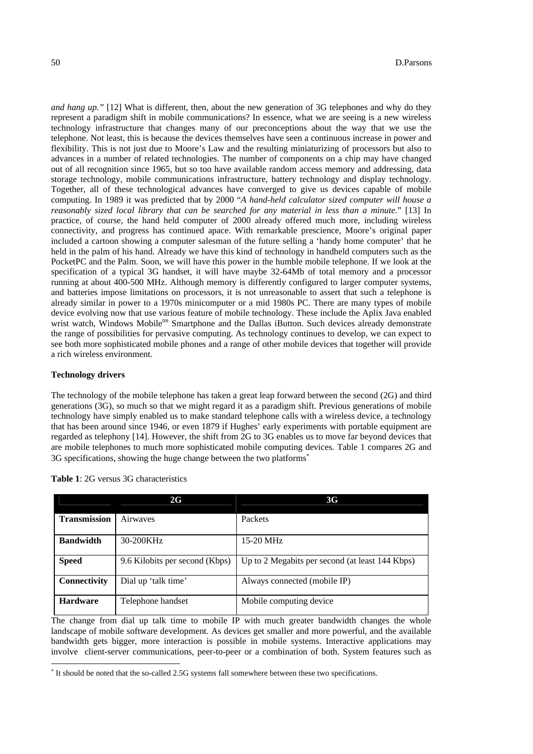*and hang up."* [12] What is different, then, about the new generation of 3G telephones and why do they represent a paradigm shift in mobile communications? In essence, what we are seeing is a new wireless technology infrastructure that changes many of our preconceptions about the way that we use the telephone. Not least, this is because the devices themselves have seen a continuous increase in power and flexibility. This is not just due to Moore's Law and the resulting miniaturizing of processors but also to advances in a number of related technologies. The number of components on a chip may have changed out of all recognition since 1965, but so too have available random access memory and addressing, data storage technology, mobile communications infrastructure, battery technology and display technology. Together, all of these technological advances have converged to give us devices capable of mobile computing. In 1989 it was predicted that by 2000 "*A hand-held calculator sized computer will house a reasonably sized local library that can be searched for any material in less than a minute.*" [13] In practice, of course, the hand held computer of 2000 already offered much more, including wireless connectivity, and progress has continued apace. With remarkable prescience, Moore's original paper included a cartoon showing a computer salesman of the future selling a 'handy home computer' that he held in the palm of his hand. Already we have this kind of technology in handheld computers such as the PocketPC and the Palm. Soon, we will have this power in the humble mobile telephone. If we look at the specification of a typical 3G handset, it will have maybe 32-64Mb of total memory and a processor running at about 400-500 MHz. Although memory is differently configured to larger computer systems, and batteries impose limitations on processors, it is not unreasonable to assert that such a telephone is already similar in power to a 1970s minicomputer or a mid 1980s PC. There are many types of mobile device evolving now that use various feature of mobile technology. These include the Aplix Java enabled wrist watch, Windows Mobile[tm] Smartphone and the Dallas iButton. Such devices already demonstrate the range of possibilities for pervasive computing. As technology continues to develop, we can expect to see both more sophisticated mobile phones and a range of other mobile devices that together will provide a rich wireless environment.

**Technology drivers**

The technology of the mobile telephone has taken a great leap forward between the second (2G) and third generations (3G), so much so that we might regard it as a paradigm shift. Previous generations of mobile technology have simply enabled us to make standard telephone calls with a wireless device, a technology that has been around since 1946, or even 1879 if Hughes' early experiments with portable equipment are regarded as telephony [14]. However, the shift from 2G to 3G enables us to move far beyond devices that are mobile telephones to much more sophisticated mobile computing devices. Table 1 compares 2G and 3G specifications, showing the huge change between the two platforms[*]

**Table 1**: 2G versus 3G characteristics

| | 2G | 3G |
|---|---|---|
| **Transmission** | Airwaves | Packets |
| **Bandwidth** | 30-200KHz | 15-20 MHz |
| **Speed** | 9.6 Kilobits per second (Kbps) | Up to 2 Megabits per second (at least 144 Kbps) |
| **Connectivity** | Dial up 'talk time' | Always connected (mobile IP) |
| **Hardware** | Telephone handset | Mobile computing device |

The change from dial up talk time to mobile IP with much greater bandwidth changes the whole landscape of mobile software development. As devices get smaller and more powerful, and the available bandwidth gets bigger, more interaction is possible in mobile systems. Interactive applications may involve client-server communications, peer-to-peer or a combination of both. System features such as

[*] It should be noted that the so-called 2.5G systems fall somewhere between these two specifications.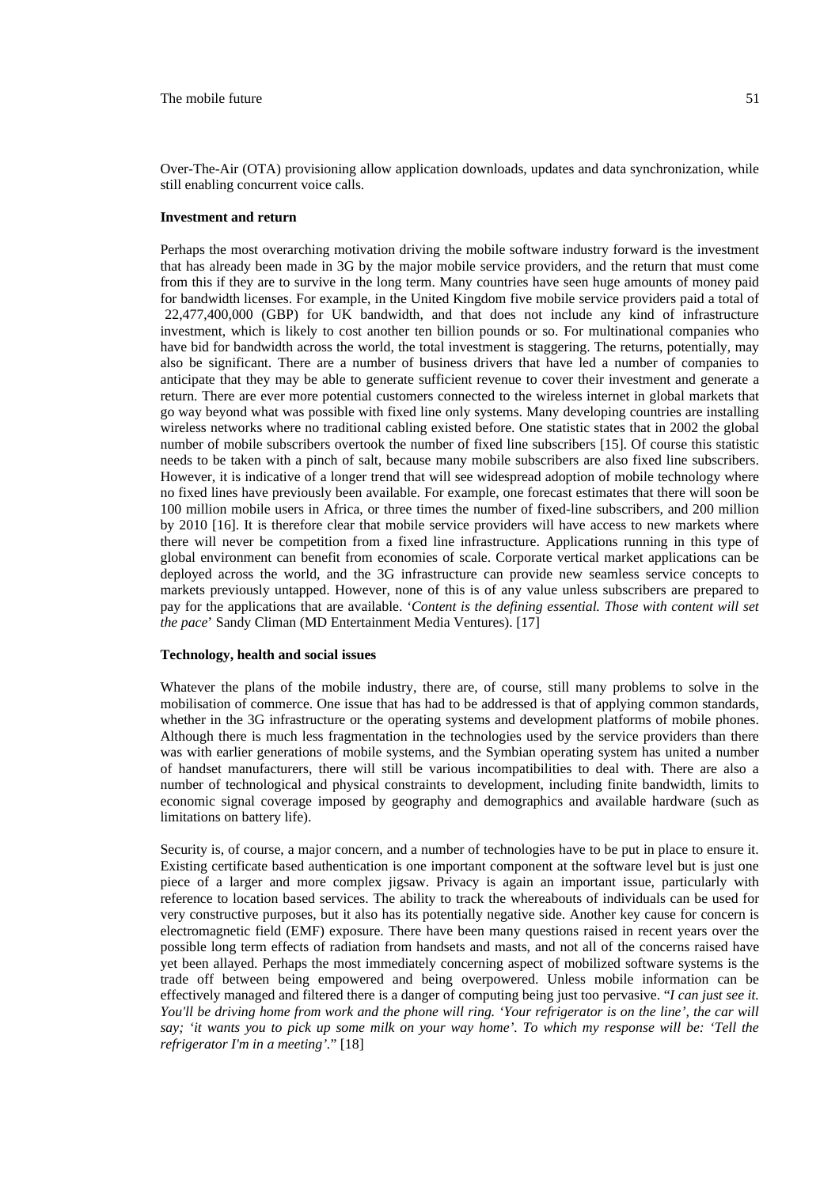Over-The-Air (OTA) provisioning allow application downloads, updates and data synchronization, while still enabling concurrent voice calls.

**Investment and return**

Perhaps the most overarching motivation driving the mobile software industry forward is the investment that has already been made in 3G by the major mobile service providers, and the return that must come from this if they are to survive in the long term. Many countries have seen huge amounts of money paid for bandwidth licenses. For example, in the United Kingdom five mobile service providers paid a total of 22,477,400,000 (GBP) for UK bandwidth, and that does not include any kind of infrastructure investment, which is likely to cost another ten billion pounds or so. For multinational companies who have bid for bandwidth across the world, the total investment is staggering. The returns, potentially, may also be significant. There are a number of business drivers that have led a number of companies to anticipate that they may be able to generate sufficient revenue to cover their investment and generate a return. There are ever more potential customers connected to the wireless internet in global markets that go way beyond what was possible with fixed line only systems. Many developing countries are installing wireless networks where no traditional cabling existed before. One statistic states that in 2002 the global number of mobile subscribers overtook the number of fixed line subscribers [15]. Of course this statistic needs to be taken with a pinch of salt, because many mobile subscribers are also fixed line subscribers. However, it is indicative of a longer trend that will see widespread adoption of mobile technology where no fixed lines have previously been available. For example, one forecast estimates that there will soon be 100 million mobile users in Africa, or three times the number of fixed-line subscribers, and 200 million by 2010 [16]. It is therefore clear that mobile service providers will have access to new markets where there will never be competition from a fixed line infrastructure. Applications running in this type of global environment can benefit from economies of scale. Corporate vertical market applications can be deployed across the world, and the 3G infrastructure can provide new seamless service concepts to markets previously untapped. However, none of this is of any value unless subscribers are prepared to pay for the applications that are available. '*Content is the defining essential. Those with content will set the pace*' Sandy Climan (MD Entertainment Media Ventures). [17]

**Technology, health and social issues**

Whatever the plans of the mobile industry, there are, of course, still many problems to solve in the mobilisation of commerce. One issue that has had to be addressed is that of applying common standards, whether in the 3G infrastructure or the operating systems and development platforms of mobile phones. Although there is much less fragmentation in the technologies used by the service providers than there was with earlier generations of mobile systems, and the Symbian operating system has united a number of handset manufacturers, there will still be various incompatibilities to deal with. There are also a number of technological and physical constraints to development, including finite bandwidth, limits to economic signal coverage imposed by geography and demographics and available hardware (such as limitations on battery life).

Security is, of course, a major concern, and a number of technologies have to be put in place to ensure it. Existing certificate based authentication is one important component at the software level but is just one piece of a larger and more complex jigsaw. Privacy is again an important issue, particularly with reference to location based services. The ability to track the whereabouts of individuals can be used for very constructive purposes, but it also has its potentially negative side. Another key cause for concern is electromagnetic field (EMF) exposure. There have been many questions raised in recent years over the possible long term effects of radiation from handsets and masts, and not all of the concerns raised have yet been allayed. Perhaps the most immediately concerning aspect of mobilized software systems is the trade off between being empowered and being overpowered. Unless mobile information can be effectively managed and filtered there is a danger of computing being just too pervasive. "*I can just see it. You'll be driving home from work and the phone will ring. 'Your refrigerator is on the line', the car will say; 'it wants you to pick up some milk on your way home'. To which my response will be: 'Tell the refrigerator I'm in a meeting'.*" [18]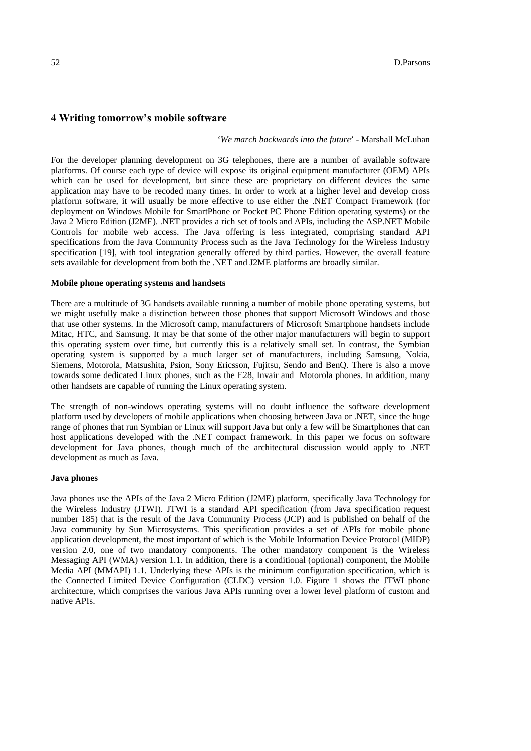## 4 Writing tomorrow's mobile software

'*We march backwards into the future*' - Marshall McLuhan

For the developer planning development on 3G telephones, there are a number of available software platforms. Of course each type of device will expose its original equipment manufacturer (OEM) APIs which can be used for development, but since these are proprietary on different devices the same application may have to be recoded many times. In order to work at a higher level and develop cross platform software, it will usually be more effective to use either the .NET Compact Framework (for deployment on Windows Mobile for SmartPhone or Pocket PC Phone Edition operating systems) or the Java 2 Micro Edition (J2ME). .NET provides a rich set of tools and APIs, including the ASP.NET Mobile Controls for mobile web access. The Java offering is less integrated, comprising standard API specifications from the Java Community Process such as the Java Technology for the Wireless Industry specification [19], with tool integration generally offered by third parties. However, the overall feature sets available for development from both the .NET and J2ME platforms are broadly similar.

**Mobile phone operating systems and handsets**

There are a multitude of 3G handsets available running a number of mobile phone operating systems, but we might usefully make a distinction between those phones that support Microsoft Windows and those that use other systems. In the Microsoft camp, manufacturers of Microsoft Smartphone handsets include Mitac, HTC, and Samsung. It may be that some of the other major manufacturers will begin to support this operating system over time, but currently this is a relatively small set. In contrast, the Symbian operating system is supported by a much larger set of manufacturers, including Samsung, Nokia, Siemens, Motorola, Matsushita, Psion, Sony Ericsson, Fujitsu, Sendo and BenQ. There is also a move towards some dedicated Linux phones, such as the E28, Invair and Motorola phones. In addition, many other handsets are capable of running the Linux operating system.

The strength of non-windows operating systems will no doubt influence the software development platform used by developers of mobile applications when choosing between Java or .NET, since the huge range of phones that run Symbian or Linux will support Java but only a few will be Smartphones that can host applications developed with the .NET compact framework. In this paper we focus on software development for Java phones, though much of the architectural discussion would apply to .NET development as much as Java.

**Java phones**

Java phones use the APIs of the Java 2 Micro Edition (J2ME) platform, specifically Java Technology for the Wireless Industry (JTWI). JTWI is a standard API specification (from Java specification request number 185) that is the result of the Java Community Process (JCP) and is published on behalf of the Java community by Sun Microsystems. This specification provides a set of APIs for mobile phone application development, the most important of which is the Mobile Information Device Protocol (MIDP) version 2.0, one of two mandatory components. The other mandatory component is the Wireless Messaging API (WMA) version 1.1. In addition, there is a conditional (optional) component, the Mobile Media API (MMAPI) 1.1. Underlying these APIs is the minimum configuration specification, which is the Connected Limited Device Configuration (CLDC) version 1.0. Figure 1 shows the JTWI phone architecture, which comprises the various Java APIs running over a lower level platform of custom and native APIs.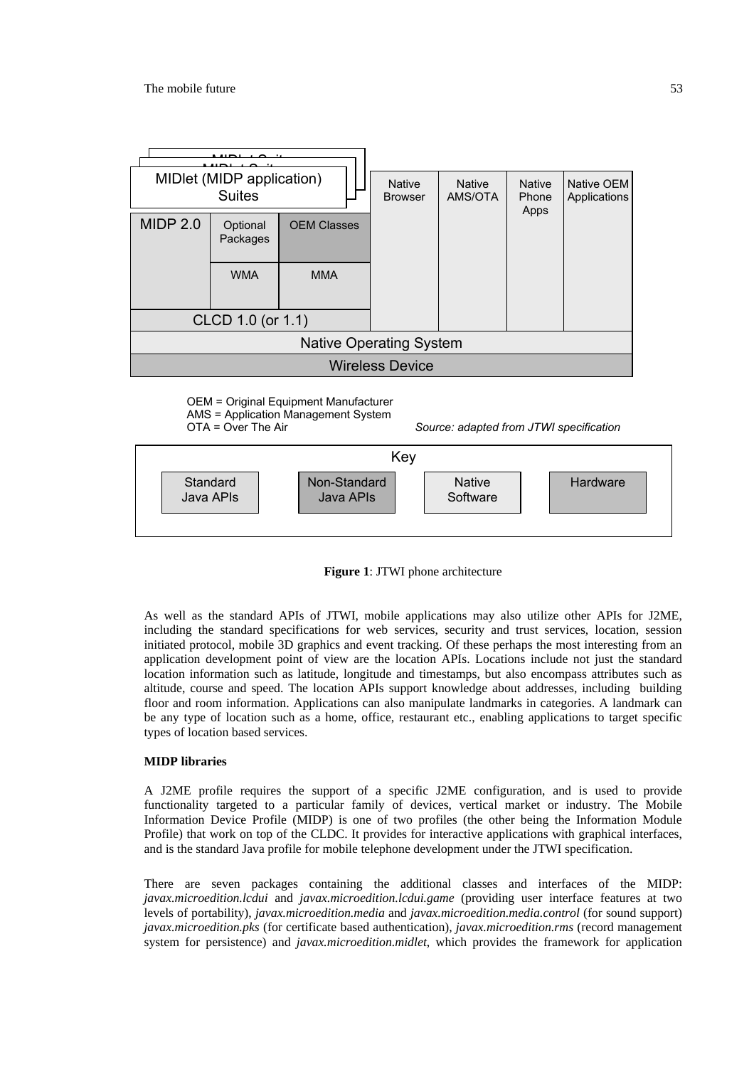| MIDlet (MIDP application) Suites | | | Native Browser | Native AMS/OTA | Native Phone Apps | Native OEM Applications |
|---|---|---|---|---|---|---|
| MIDP 2.0 | Optional Packages | OEM Classes | | | | |
| | WMA | MMA | | | | |
| CLCD 1.0 (or 1.1) | | | | | | |
| Native Operating System | | | | | | |
| Wireless Device | | | | | | |

OEM = Original Equipment Manufacturer
AMS = Application Management System
OTA = Over The Air

*Source: adapted from JTWI specification*

Key: Standard Java APIs | Non-Standard Java APIs | Native Software | Hardware

**Figure 1**: JTWI phone architecture

As well as the standard APIs of JTWI, mobile applications may also utilize other APIs for J2ME, including the standard specifications for web services, security and trust services, location, session initiated protocol, mobile 3D graphics and event tracking. Of these perhaps the most interesting from an application development point of view are the location APIs. Locations include not just the standard location information such as latitude, longitude and timestamps, but also encompass attributes such as altitude, course and speed. The location APIs support knowledge about addresses, including building floor and room information. Applications can also manipulate landmarks in categories. A landmark can be any type of location such as a home, office, restaurant etc., enabling applications to target specific types of location based services.

**MIDP libraries**

A J2ME profile requires the support of a specific J2ME configuration, and is used to provide functionality targeted to a particular family of devices, vertical market or industry. The Mobile Information Device Profile (MIDP) is one of two profiles (the other being the Information Module Profile) that work on top of the CLDC. It provides for interactive applications with graphical interfaces, and is the standard Java profile for mobile telephone development under the JTWI specification.

There are seven packages containing the additional classes and interfaces of the MIDP: *javax.microedition.lcdui* and *javax.microedition.lcdui.game* (providing user interface features at two levels of portability), *javax.microedition.media* and *javax.microedition.media.control* (for sound support) *javax.microedition.pks* (for certificate based authentication), *javax.microedition.rms* (record management system for persistence) and *javax.microedition.midlet*, which provides the framework for application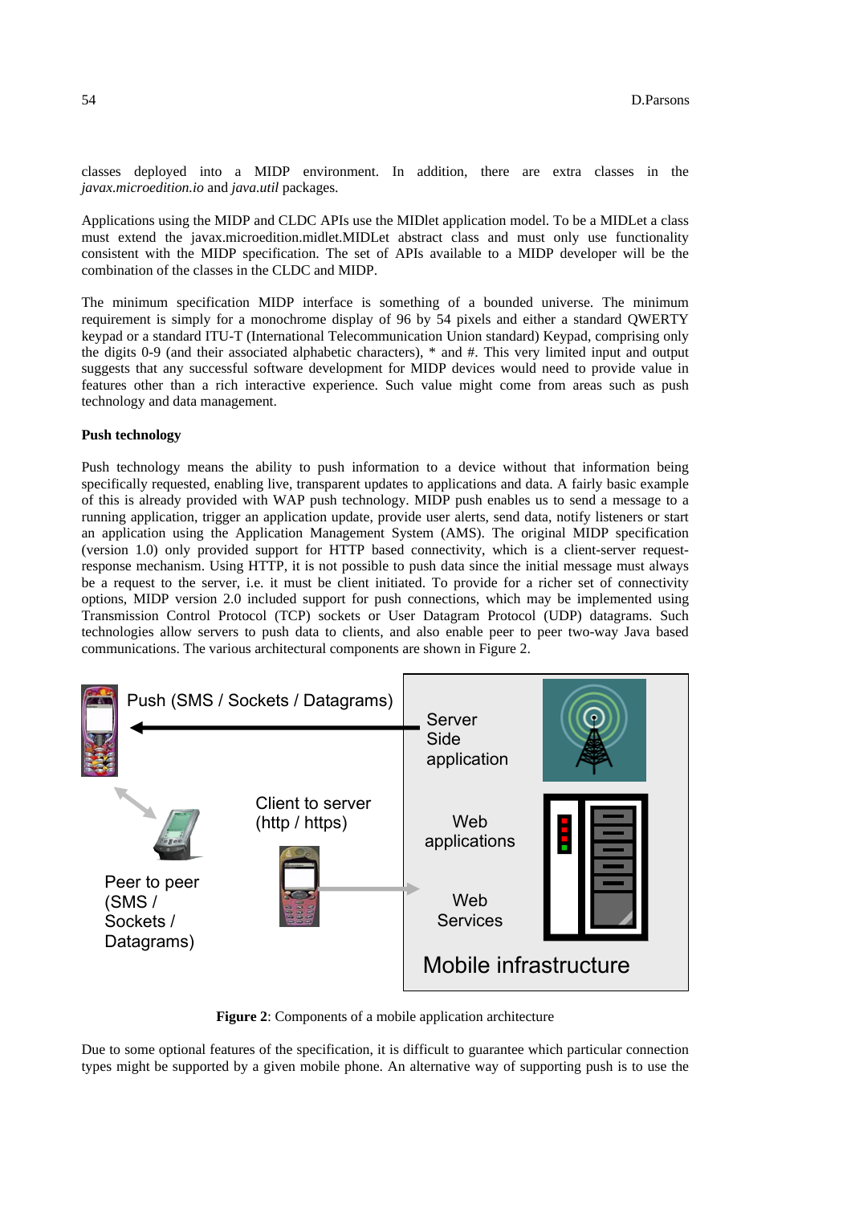classes deployed into a MIDP environment. In addition, there are extra classes in the *javax.microedition.io* and *java.util* packages.

Applications using the MIDP and CLDC APIs use the MIDlet application model. To be a MIDLet a class must extend the javax.microedition.midlet.MIDLet abstract class and must only use functionality consistent with the MIDP specification. The set of APIs available to a MIDP developer will be the combination of the classes in the CLDC and MIDP.

The minimum specification MIDP interface is something of a bounded universe. The minimum requirement is simply for a monochrome display of 96 by 54 pixels and either a standard QWERTY keypad or a standard ITU-T (International Telecommunication Union standard) Keypad, comprising only the digits 0-9 (and their associated alphabetic characters), * and #. This very limited input and output suggests that any successful software development for MIDP devices would need to provide value in features other than a rich interactive experience. Such value might come from areas such as push technology and data management.

**Push technology**

Push technology means the ability to push information to a device without that information being specifically requested, enabling live, transparent updates to applications and data. A fairly basic example of this is already provided with WAP push technology. MIDP push enables us to send a message to a running application, trigger an application update, provide user alerts, send data, notify listeners or start an application using the Application Management System (AMS). The original MIDP specification (version 1.0) only provided support for HTTP based connectivity, which is a client-server request-response mechanism. Using HTTP, it is not possible to push data since the initial message must always be a request to the server, i.e. it must be client initiated. To provide for a richer set of connectivity options, MIDP version 2.0 included support for push connections, which may be implemented using Transmission Control Protocol (TCP) sockets or User Datagram Protocol (UDP) datagrams. Such technologies allow servers to push data to clients, and also enable peer to peer two-way Java based communications. The various architectural components are shown in Figure 2.

**Figure 2**: Components of a mobile application architecture

Due to some optional features of the specification, it is difficult to guarantee which particular connection types might be supported by a given mobile phone. An alternative way of supporting push is to use the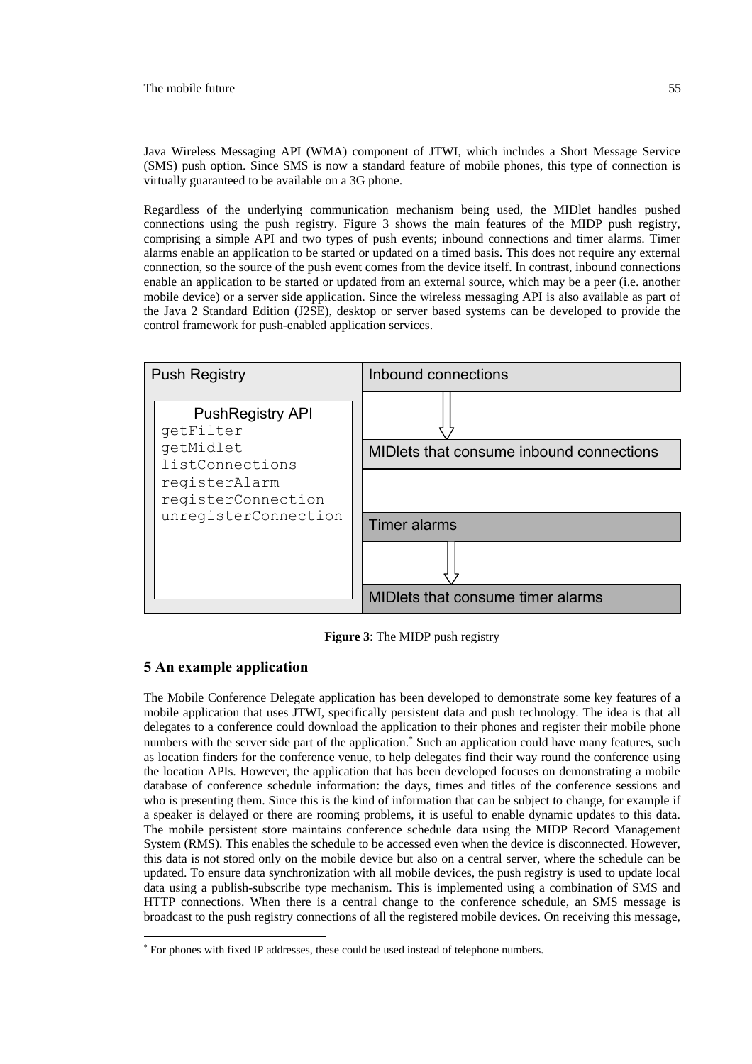Java Wireless Messaging API (WMA) component of JTWI, which includes a Short Message Service (SMS) push option. Since SMS is now a standard feature of mobile phones, this type of connection is virtually guaranteed to be available on a 3G phone.

Regardless of the underlying communication mechanism being used, the MIDlet handles pushed connections using the push registry. Figure 3 shows the main features of the MIDP push registry, comprising a simple API and two types of push events; inbound connections and timer alarms. Timer alarms enable an application to be started or updated on a timed basis. This does not require any external connection, so the source of the push event comes from the device itself. In contrast, inbound connections enable an application to be started or updated from an external source, which may be a peer (i.e. another mobile device) or a server side application. Since the wireless messaging API is also available as part of the Java 2 Standard Edition (J2SE), desktop or server based systems can be developed to provide the control framework for push-enabled application services.

| Push Registry | |
|---|---|
| **PushRegistry API** | Inbound connections |
| `getFilter` | ⇩ |
| `getMidlet` | MIDlets that consume inbound connections |
| `listConnections` | |
| `registerAlarm` | |
| `registerConnection` | |
| `unregisterConnection` | Timer alarms |
| | ⇩ |
| | MIDlets that consume timer alarms |

**Figure 3**: The MIDP push registry

## 5 An example application

The Mobile Conference Delegate application has been developed to demonstrate some key features of a mobile application that uses JTWI, specifically persistent data and push technology. The idea is that all delegates to a conference could download the application to their phones and register their mobile phone numbers with the server side part of the application.* Such an application could have many features, such as location finders for the conference venue, to help delegates find their way round the conference using the location APIs. However, the application that has been developed focuses on demonstrating a mobile database of conference schedule information: the days, times and titles of the conference sessions and who is presenting them. Since this is the kind of information that can be subject to change, for example if a speaker is delayed or there are rooming problems, it is useful to enable dynamic updates to this data. The mobile persistent store maintains conference schedule data using the MIDP Record Management System (RMS). This enables the schedule to be accessed even when the device is disconnected. However, this data is not stored only on the mobile device but also on a central server, where the schedule can be updated. To ensure data synchronization with all mobile devices, the push registry is used to update local data using a publish-subscribe type mechanism. This is implemented using a combination of SMS and HTTP connections. When there is a central change to the conference schedule, an SMS message is broadcast to the push registry connections of all the registered mobile devices. On receiving this message,

* For phones with fixed IP addresses, these could be used instead of telephone numbers.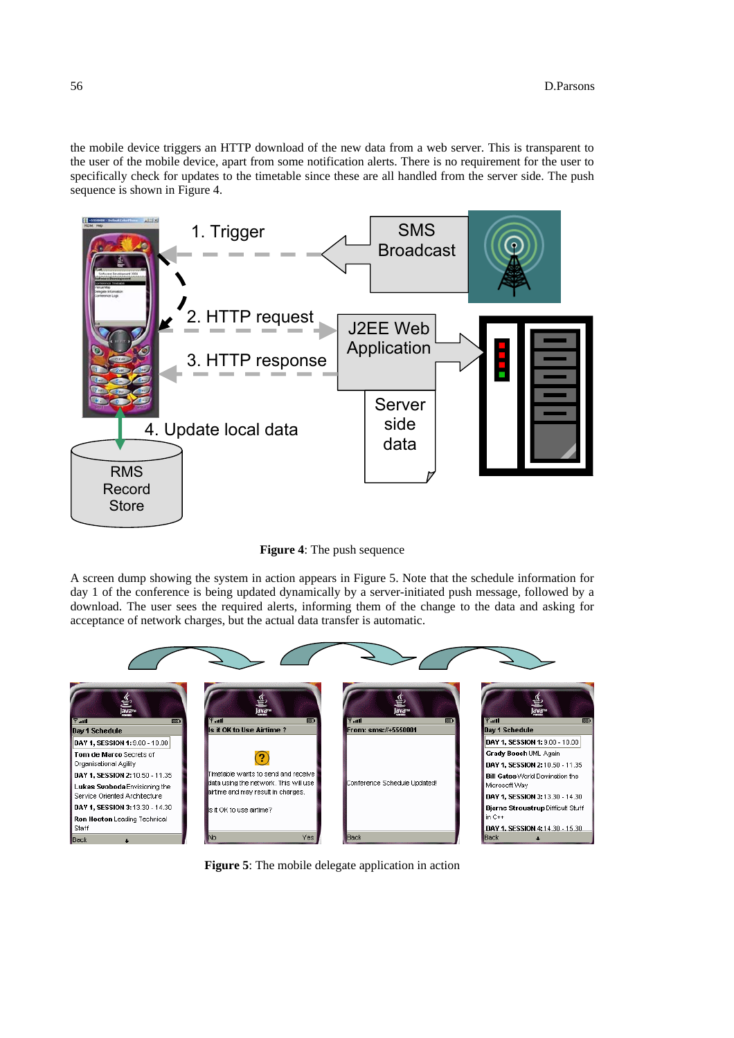the mobile device triggers an HTTP download of the new data from a web server. This is transparent to the user of the mobile device, apart from some notification alerts. There is no requirement for the user to specifically check for updates to the timetable since these are all handled from the server side. The push sequence is shown in Figure 4.

**Figure 4**: The push sequence

A screen dump showing the system in action appears in Figure 5. Note that the schedule information for day 1 of the conference is being updated dynamically by a server-initiated push message, followed by a download. The user sees the required alerts, informing them of the change to the data and asking for acceptance of network charges, but the actual data transfer is automatic.

**Figure 5**: The mobile delegate application in action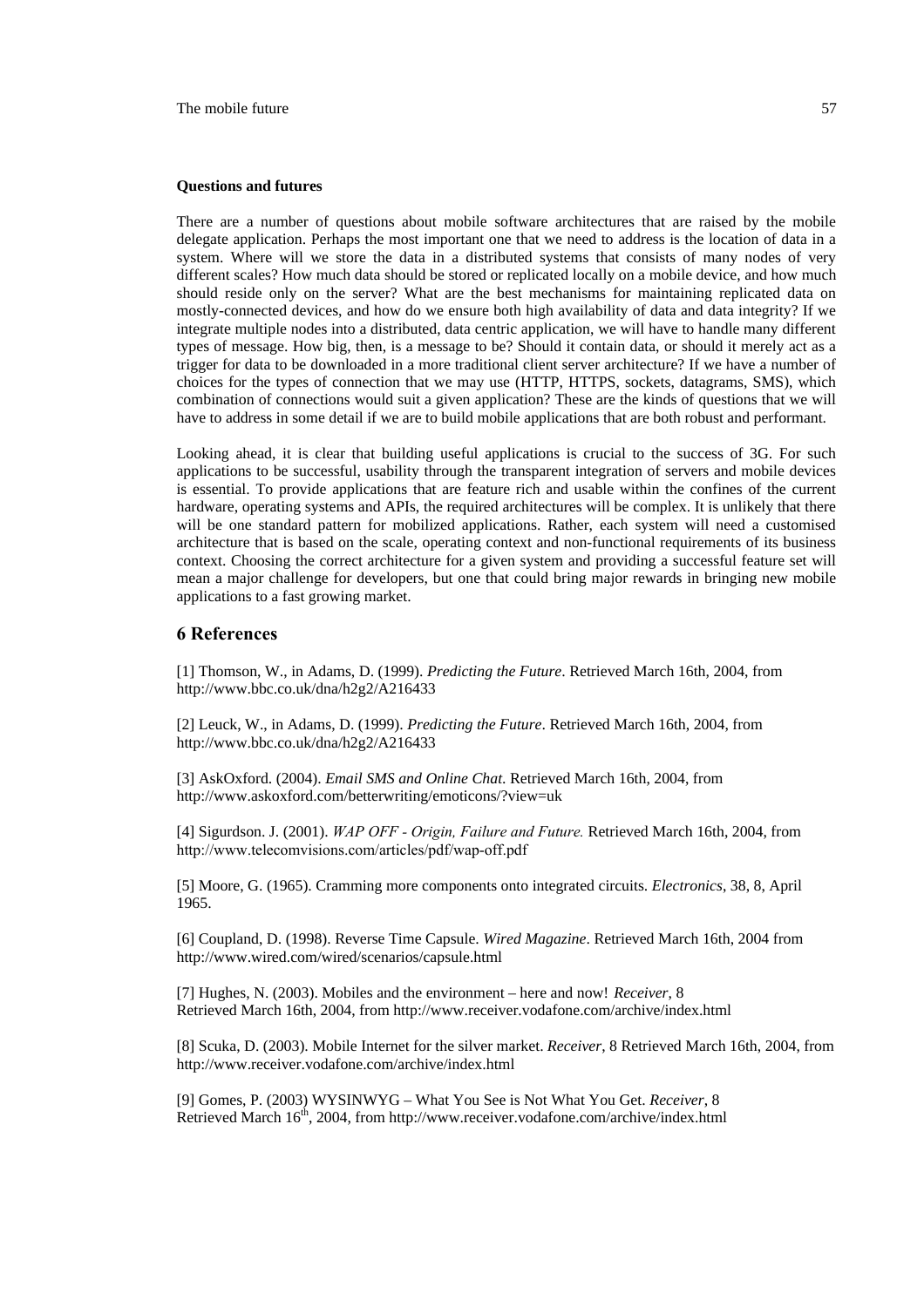**Questions and futures**

There are a number of questions about mobile software architectures that are raised by the mobile delegate application. Perhaps the most important one that we need to address is the location of data in a system. Where will we store the data in a distributed systems that consists of many nodes of very different scales? How much data should be stored or replicated locally on a mobile device, and how much should reside only on the server? What are the best mechanisms for maintaining replicated data on mostly-connected devices, and how do we ensure both high availability of data and data integrity? If we integrate multiple nodes into a distributed, data centric application, we will have to handle many different types of message. How big, then, is a message to be? Should it contain data, or should it merely act as a trigger for data to be downloaded in a more traditional client server architecture? If we have a number of choices for the types of connection that we may use (HTTP, HTTPS, sockets, datagrams, SMS), which combination of connections would suit a given application? These are the kinds of questions that we will have to address in some detail if we are to build mobile applications that are both robust and performant.

Looking ahead, it is clear that building useful applications is crucial to the success of 3G. For such applications to be successful, usability through the transparent integration of servers and mobile devices is essential. To provide applications that are feature rich and usable within the confines of the current hardware, operating systems and APIs, the required architectures will be complex. It is unlikely that there will be one standard pattern for mobilized applications. Rather, each system will need a customised architecture that is based on the scale, operating context and non-functional requirements of its business context. Choosing the correct architecture for a given system and providing a successful feature set will mean a major challenge for developers, but one that could bring major rewards in bringing new mobile applications to a fast growing market.

## 6 References

[1] Thomson, W., in Adams, D. (1999). *Predicting the Future*. Retrieved March 16th, 2004, from http://www.bbc.co.uk/dna/h2g2/A216433

[2] Leuck, W., in Adams, D. (1999). *Predicting the Future*. Retrieved March 16th, 2004, from http://www.bbc.co.uk/dna/h2g2/A216433

[3] AskOxford. (2004). *Email SMS and Online Chat*. Retrieved March 16th, 2004, from http://www.askoxford.com/betterwriting/emoticons/?view=uk

[4] Sigurdson. J. (2001). *WAP OFF - Origin, Failure and Future.* Retrieved March 16th, 2004, from http://www.telecomvisions.com/articles/pdf/wap-off.pdf

[5] Moore, G. (1965). Cramming more components onto integrated circuits. *Electronics*, 38, 8, April 1965.

[6] Coupland, D. (1998). Reverse Time Capsule. *Wired Magazine*. Retrieved March 16th, 2004 from http://www.wired.com/wired/scenarios/capsule.html

[7] Hughes, N. (2003). Mobiles and the environment – here and now! *Receiver*, 8 Retrieved March 16th, 2004, from http://www.receiver.vodafone.com/archive/index.html

[8] Scuka, D. (2003). Mobile Internet for the silver market. *Receiver*, 8 Retrieved March 16th, 2004, from http://www.receiver.vodafone.com/archive/index.html

[9] Gomes, P. (2003) WYSINWYG – What You See is Not What You Get. *Receiver*, 8 Retrieved March 16th, 2004, from http://www.receiver.vodafone.com/archive/index.html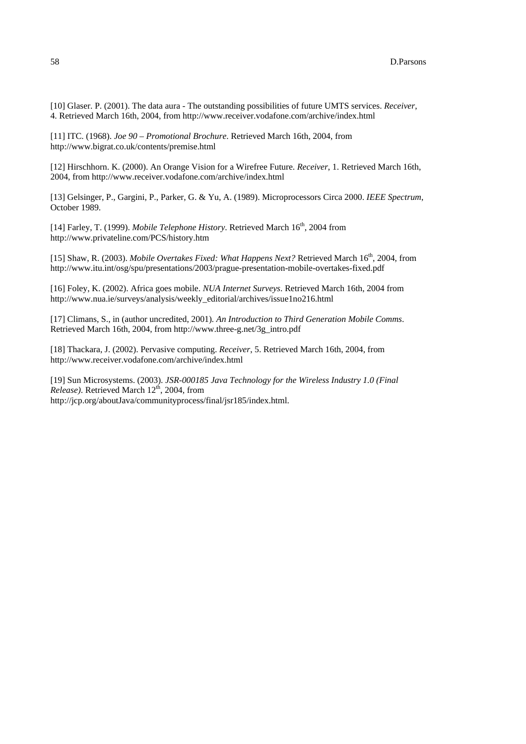[10] Glaser. P. (2001). The data aura - The outstanding possibilities of future UMTS services. *Receiver*, 4. Retrieved March 16th, 2004, from http://www.receiver.vodafone.com/archive/index.html

[11] ITC. (1968). *Joe 90 – Promotional Brochure*. Retrieved March 16th, 2004, from http://www.bigrat.co.uk/contents/premise.html

[12] Hirschhorn. K. (2000). An Orange Vision for a Wirefree Future. *Receiver*, 1. Retrieved March 16th, 2004, from http://www.receiver.vodafone.com/archive/index.html

[13] Gelsinger, P., Gargini, P., Parker, G. & Yu, A. (1989). Microprocessors Circa 2000. *IEEE Spectrum*, October 1989.

[14] Farley, T. (1999). *Mobile Telephone History*. Retrieved March 16th, 2004 from http://www.privateline.com/PCS/history.htm

[15] Shaw, R. (2003). *Mobile Overtakes Fixed: What Happens Next?* Retrieved March 16th, 2004, from http://www.itu.int/osg/spu/presentations/2003/prague-presentation-mobile-overtakes-fixed.pdf

[16] Foley, K. (2002). Africa goes mobile. *NUA Internet Surveys*. Retrieved March 16th, 2004 from http://www.nua.ie/surveys/analysis/weekly_editorial/archives/issue1no216.html

[17] Climans, S., in (author uncredited, 2001). *An Introduction to Third Generation Mobile Comms*. Retrieved March 16th, 2004, from http://www.three-g.net/3g_intro.pdf

[18] Thackara, J. (2002). Pervasive computing. *Receiver*, 5. Retrieved March 16th, 2004, from http://www.receiver.vodafone.com/archive/index.html

[19] Sun Microsystems. (2003). *JSR-000185 Java Technology for the Wireless Industry 1.0 (Final Release)*. Retrieved March 12th, 2004, from http://jcp.org/aboutJava/communityprocess/final/jsr185/index.html.